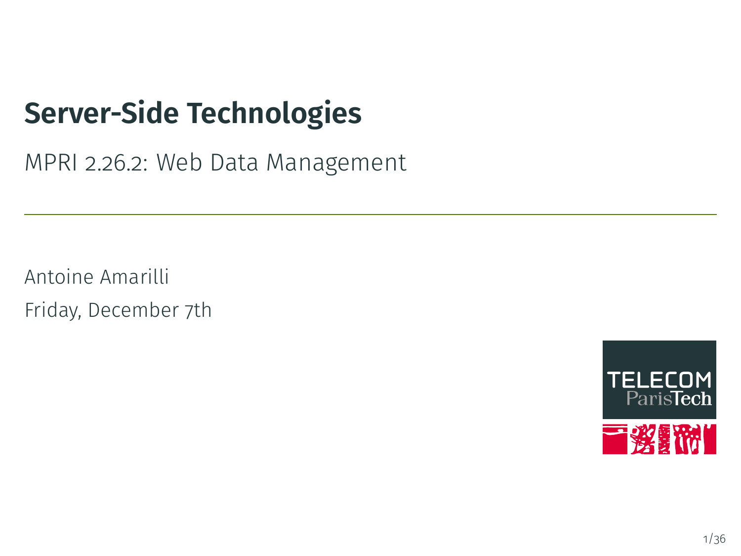# Server-Side Technologies

MPRI 2.26.2: Web Data Management

Antoine Amarilli

Friday, December 7th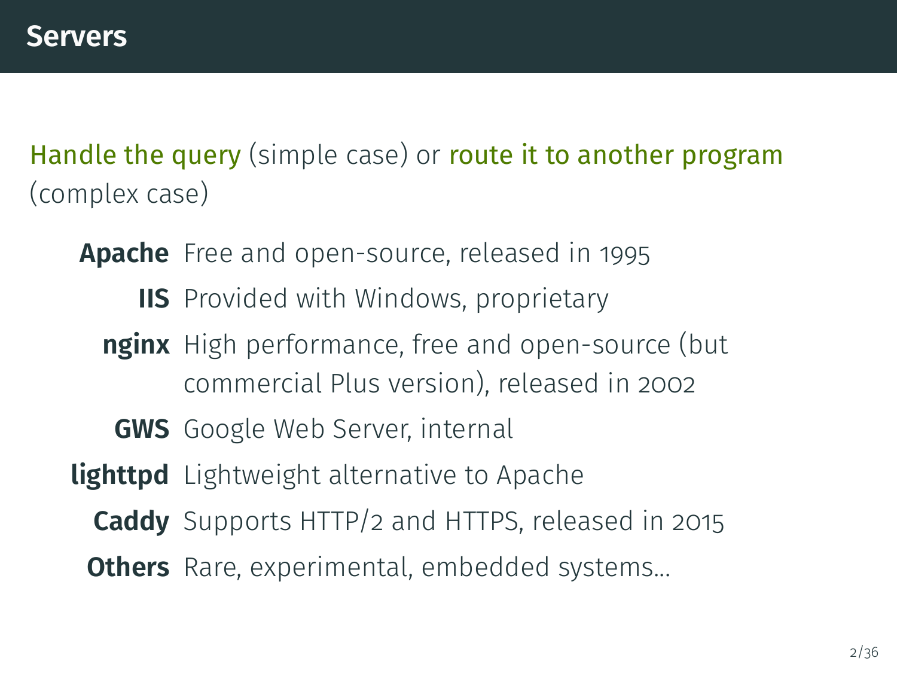## Servers

Handle the query (simple case) or route it to another program (complex case)

- **Apache** Free and open-source, released in 1995
- **IIS** Provided with Windows, proprietary
- **nginx** High performance, free and open-source (but commercial Plus version), released in 2002
- **GWS** Google Web Server, internal
- **lighttpd** Lightweight alternative to Apache
- **Caddy** Supports HTTP/2 and HTTPS, released in 2015
- **Others** Rare, experimental, embedded systems...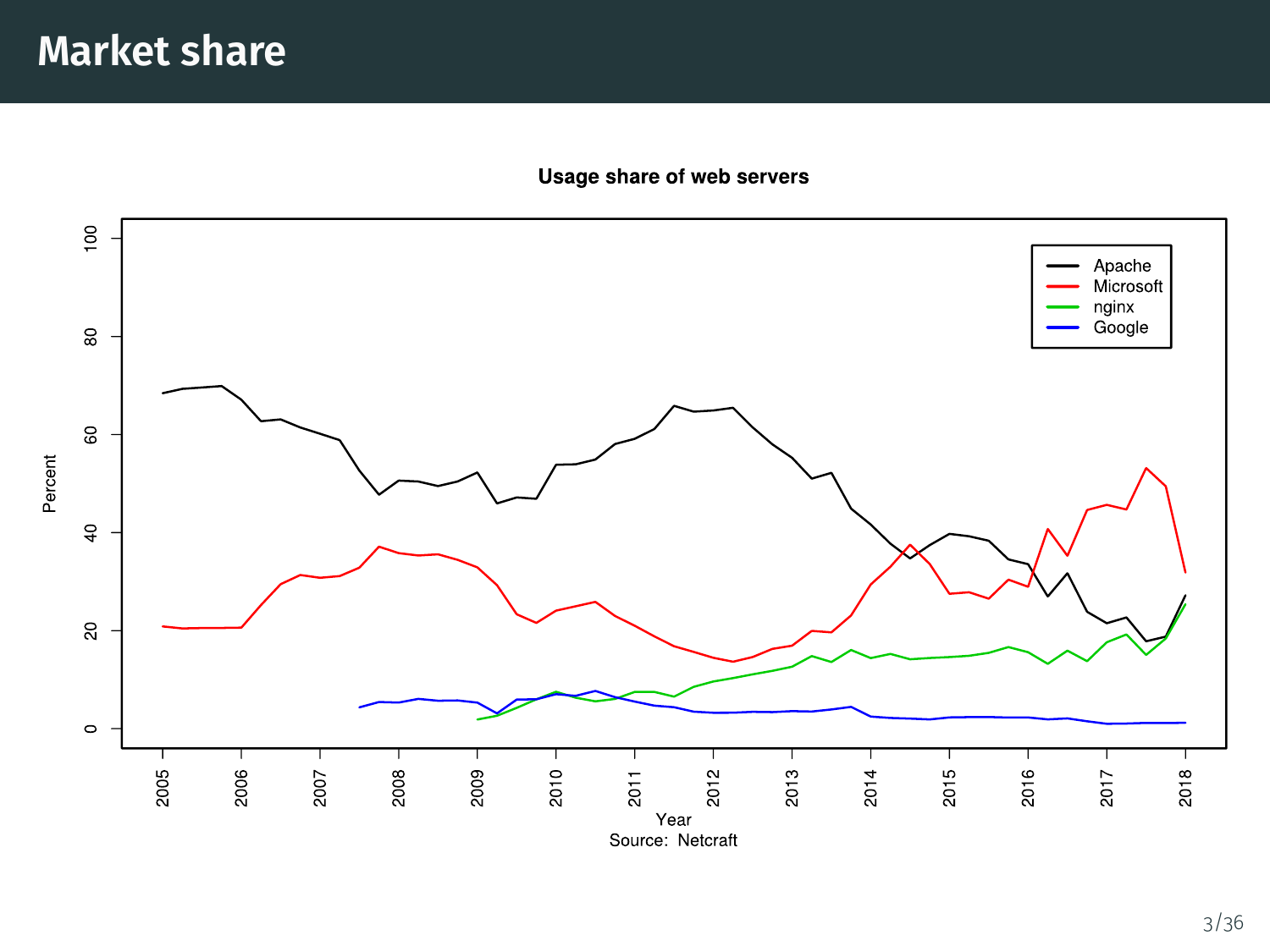# Market share

Usage share of web servers

Source: Netcraft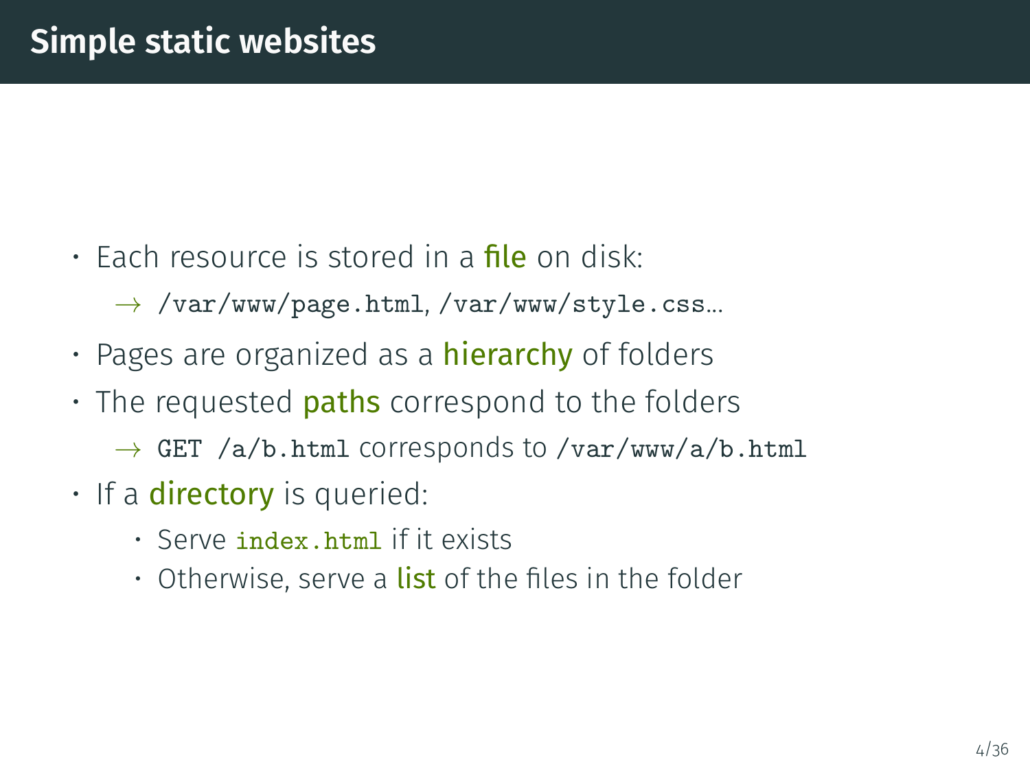# Simple static websites

- Each resource is stored in a **file** on disk:
  - → `/var/www/page.html`, `/var/www/style.css`...
- Pages are organized as a **hierarchy** of folders
- The requested **paths** correspond to the folders
  - → `GET /a/b.html` corresponds to `/var/www/a/b.html`
- If a **directory** is queried:
  - Serve `index.html` if it exists
  - Otherwise, serve a **list** of the files in the folder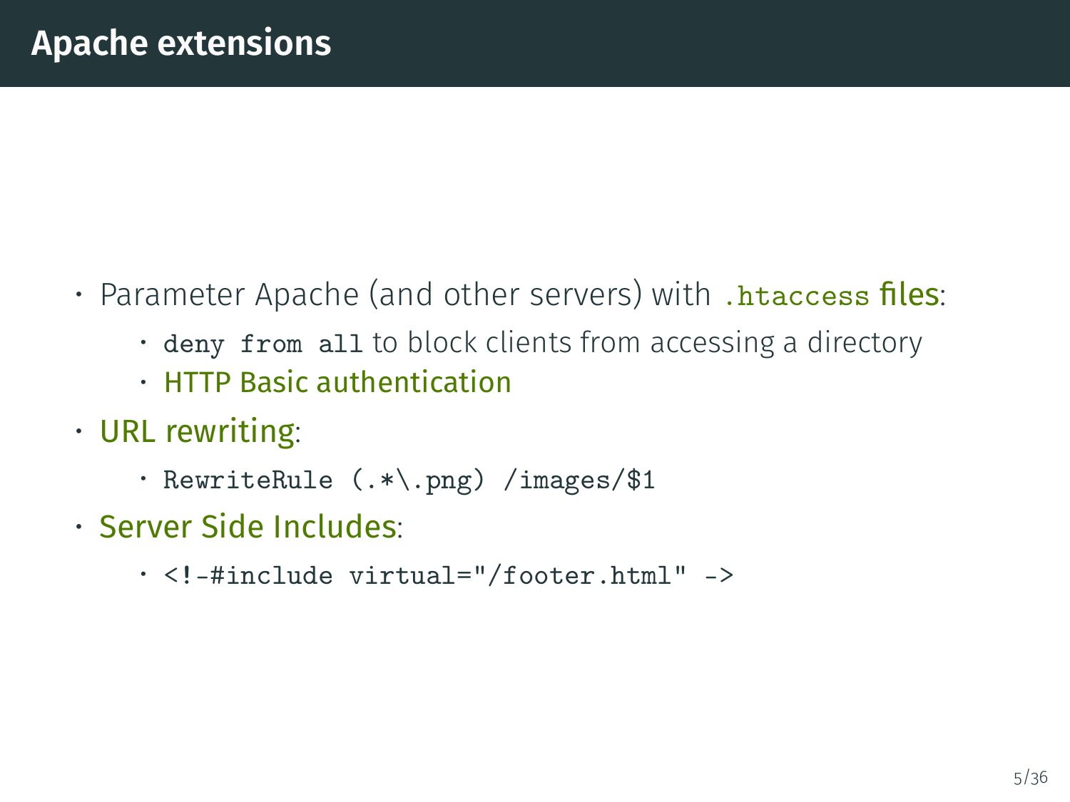# Apache extensions

- Parameter Apache (and other servers) with `.htaccess` files:
  - `deny from all` to block clients from accessing a directory
  - HTTP Basic authentication
- URL rewriting:
  - `RewriteRule (.*\.png) /images/$1`
- Server Side Includes:
  - `<!-#include virtual="/footer.html" ->`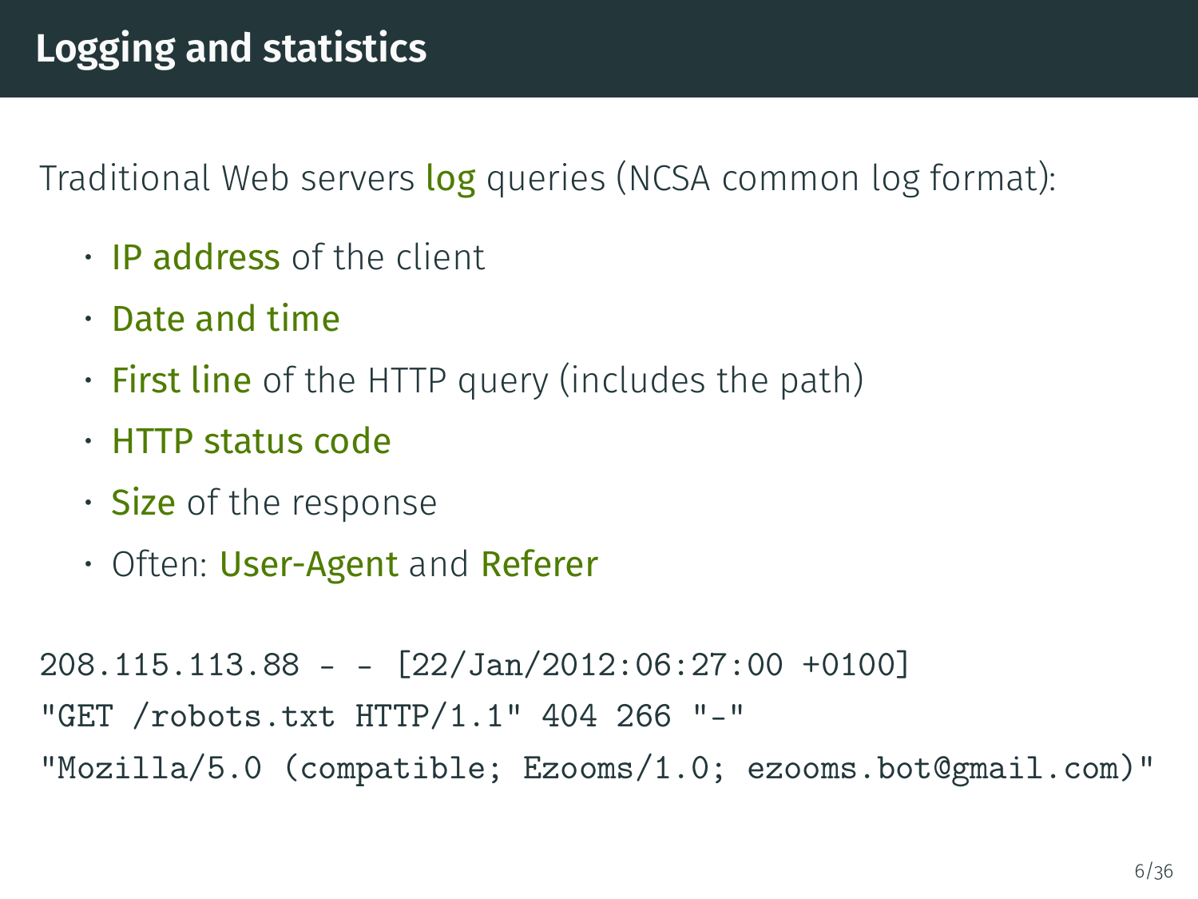# Logging and statistics

Traditional Web servers **log** queries (NCSA common log format):

- **IP address** of the client
- **Date and time**
- **First line** of the HTTP query (includes the path)
- **HTTP status code**
- **Size** of the response
- Often: **User-Agent** and **Referer**

```
208.115.113.88 - - [22/Jan/2012:06:27:00 +0100]
"GET /robots.txt HTTP/1.1" 404 266 "-"
"Mozilla/5.0 (compatible; Ezooms/1.0; ezooms.bot@gmail.com)"
```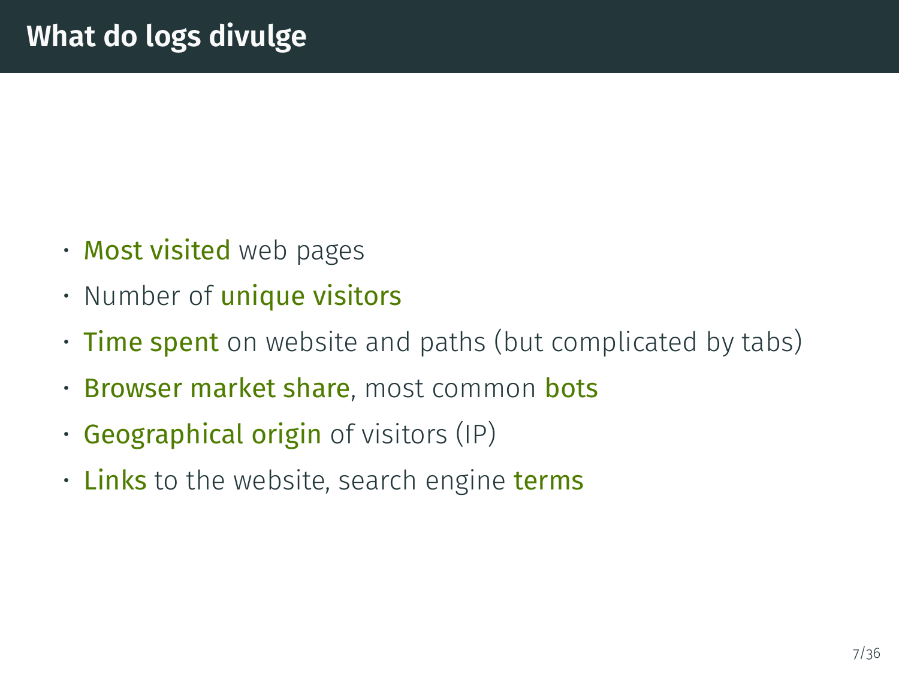# What do logs divulge

- **Most visited** web pages
- Number of **unique visitors**
- **Time spent** on website and paths (but complicated by tabs)
- **Browser market share**, most common **bots**
- **Geographical origin** of visitors (IP)
- **Links** to the website, search engine **terms**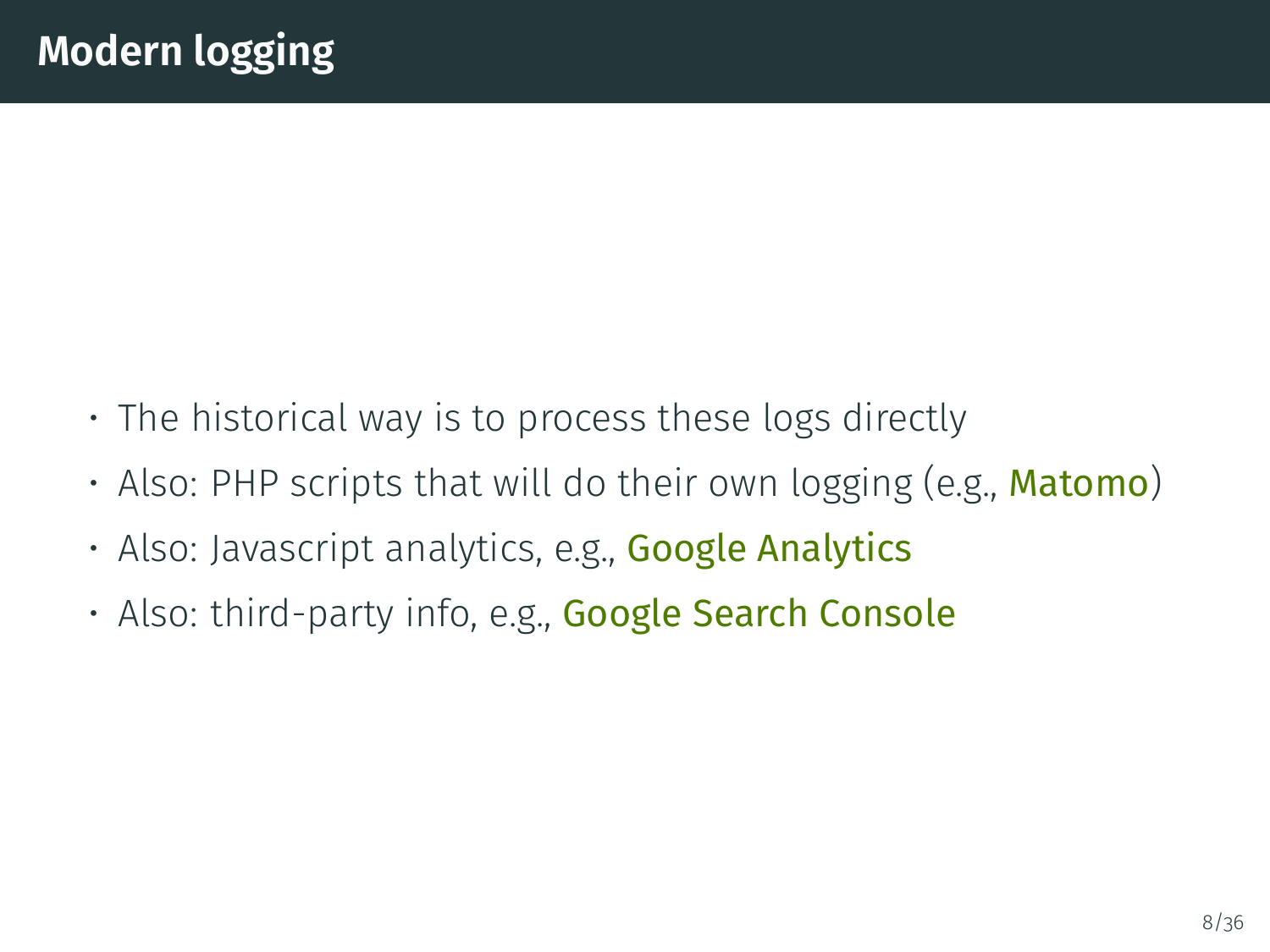# Modern logging

- The historical way is to process these logs directly
- Also: PHP scripts that will do their own logging (e.g., Matomo)
- Also: Javascript analytics, e.g., Google Analytics
- Also: third-party info, e.g., Google Search Console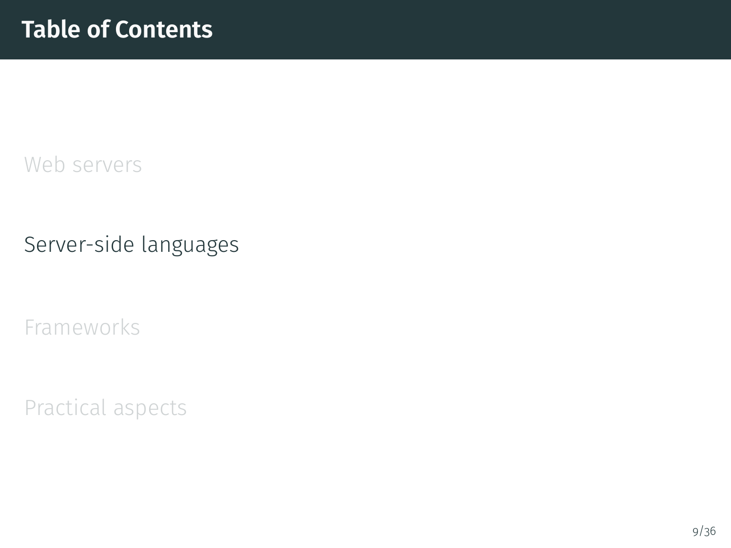# Table of Contents

Web servers

Server-side languages

Frameworks

Practical aspects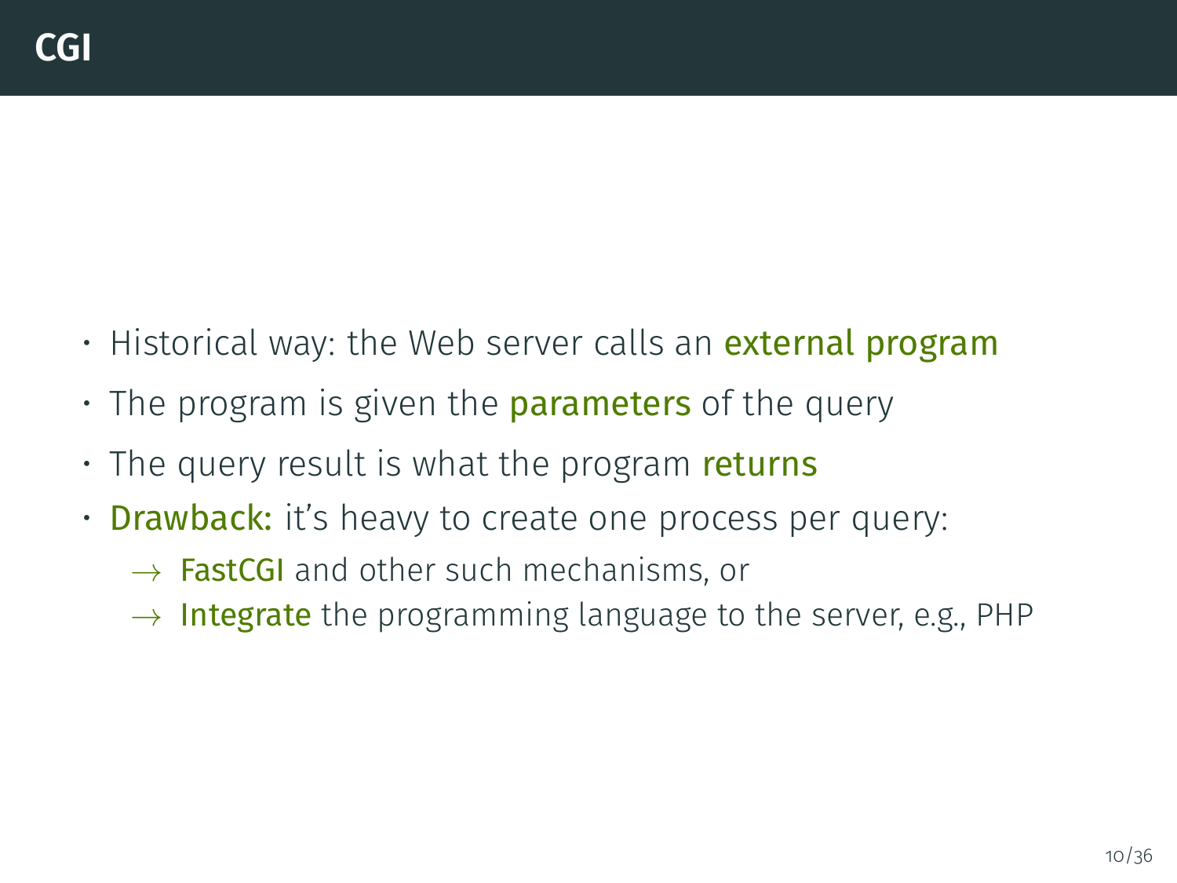# CGI

- Historical way: the Web server calls an **external program**
- The program is given the **parameters** of the query
- The query result is what the program **returns**
- **Drawback:** it's heavy to create one process per query:
  - $\rightarrow$ **FastCGI** and other such mechanisms, or
  - $\rightarrow$ **Integrate** the programming language to the server, e.g., PHP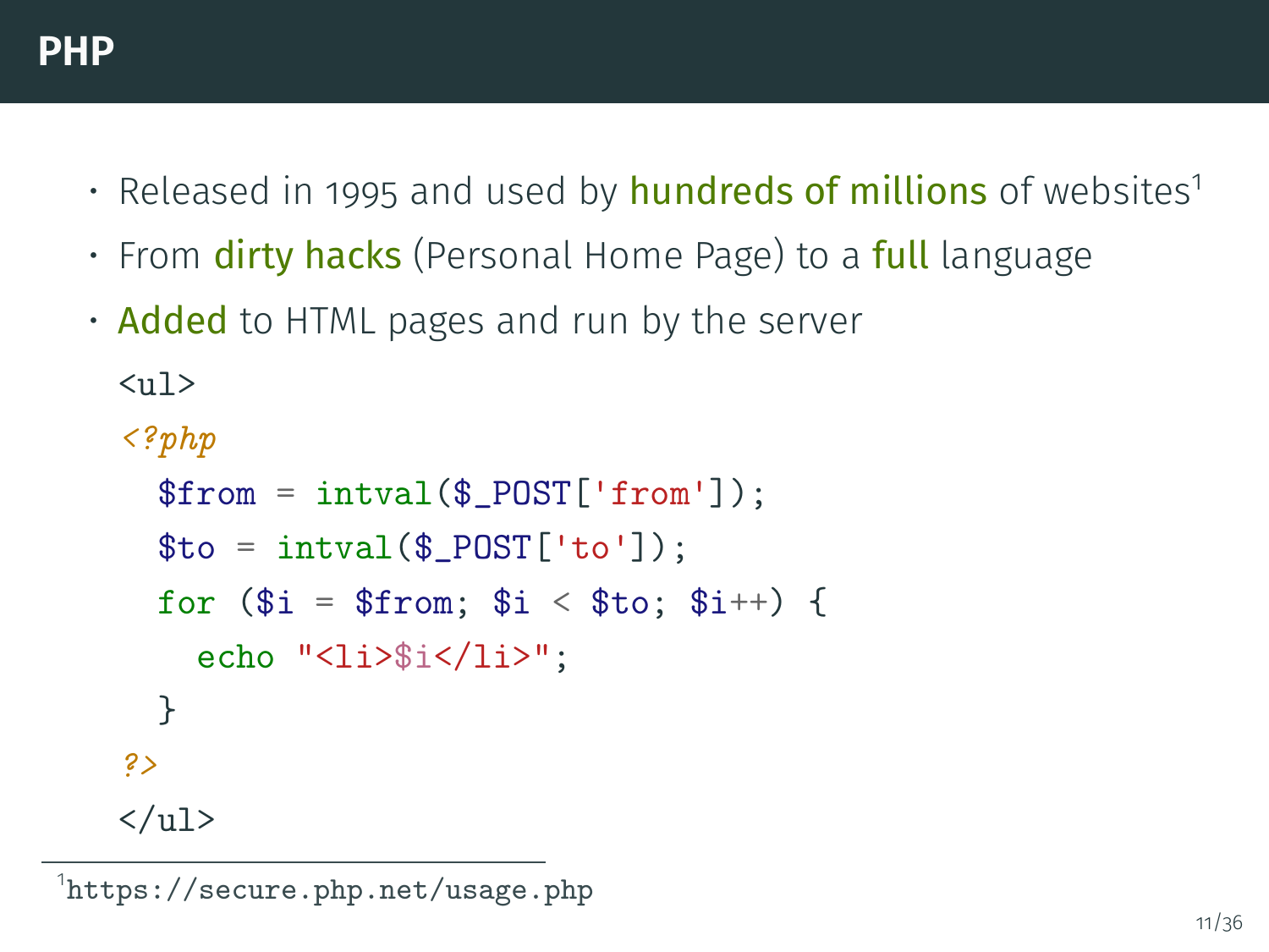# PHP

- Released in 1995 and used by **hundreds of millions** of websites[1]
- From **dirty hacks** (Personal Home Page) to a **full** language
- **Added** to HTML pages and run by the server

```php
<ul>
<?php
  $from = intval($_POST['from']);
  $to = intval($_POST['to']);
  for ($i = $from; $i < $to; $i++) {
    echo "<li>$i</li>";
  }
?>
</ul>
```

[1] https://secure.php.net/usage.php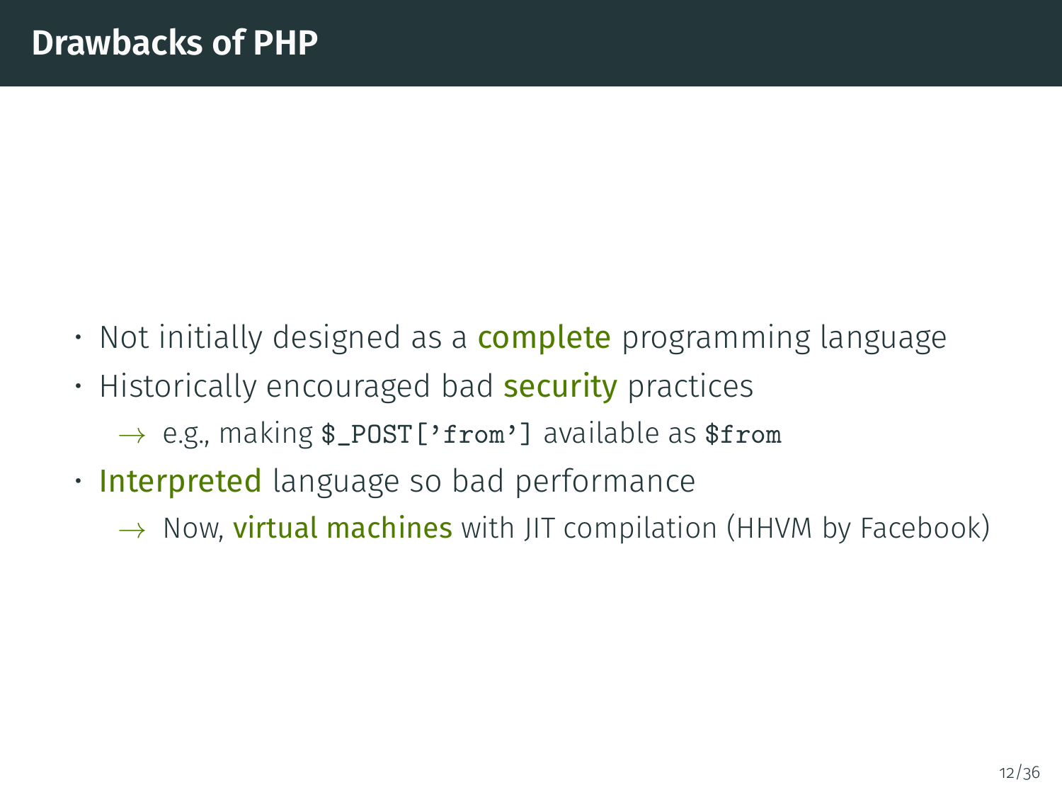## Drawbacks of PHP

- Not initially designed as a complete programming language
- Historically encouraged bad security practices
  - → e.g., making `$_POST['from']` available as `$from`
- Interpreted language so bad performance
  - → Now, virtual machines with JIT compilation (HHVM by Facebook)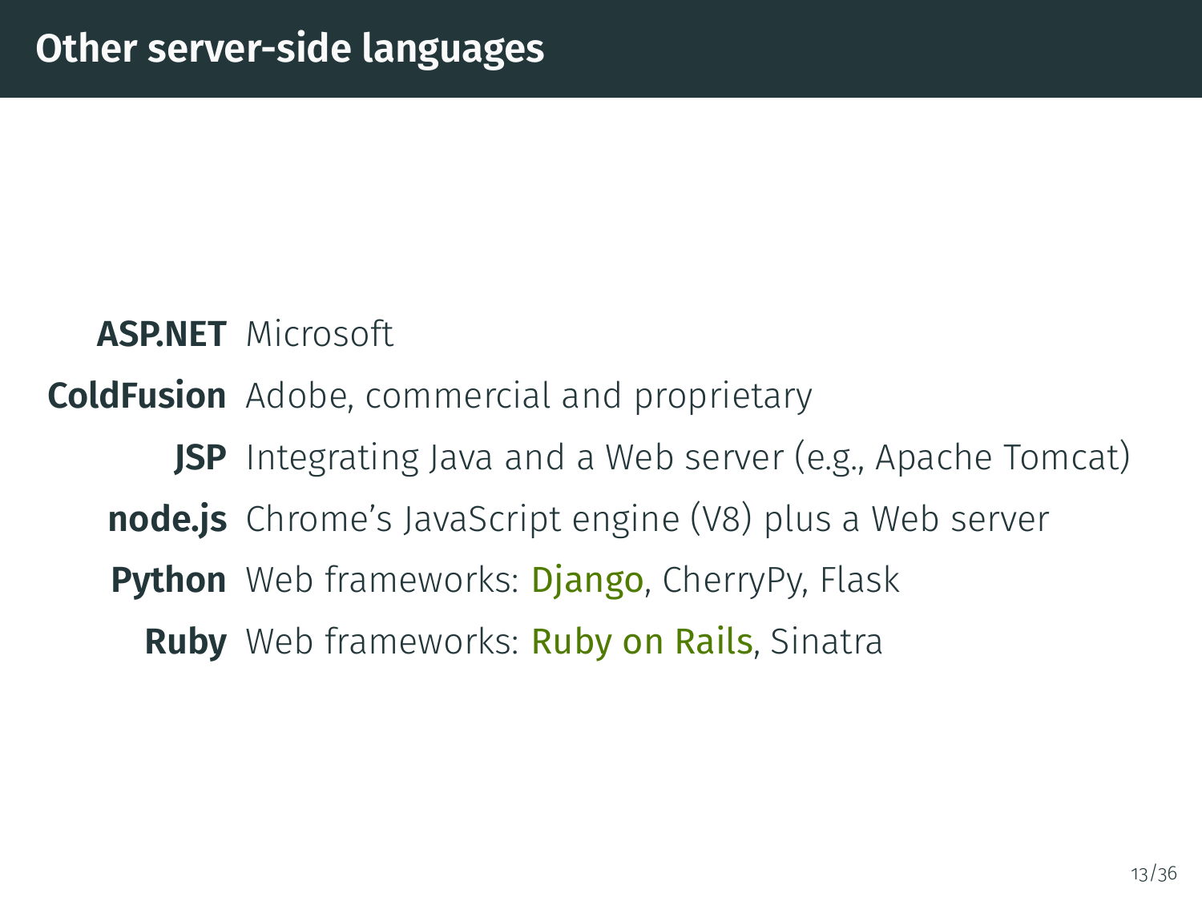# Other server-side languages

**ASP.NET** Microsoft

**ColdFusion** Adobe, commercial and proprietary

**JSP** Integrating Java and a Web server (e.g., Apache Tomcat)

**node.js** Chrome's JavaScript engine (V8) plus a Web server

**Python** Web frameworks: Django, CherryPy, Flask

**Ruby** Web frameworks: Ruby on Rails, Sinatra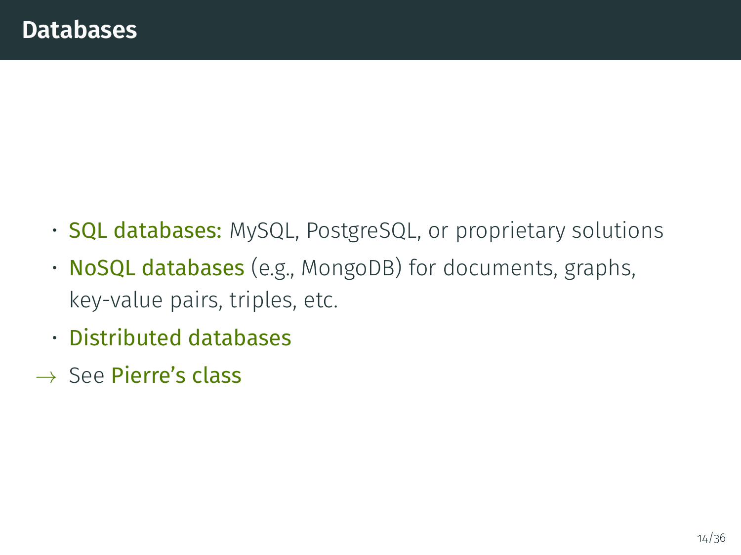# Databases

- **SQL databases:** MySQL, PostgreSQL, or proprietary solutions
- **NoSQL databases** (e.g., MongoDB) for documents, graphs, key-value pairs, triples, etc.
- **Distributed databases**

$\rightarrow$ See **Pierre's class**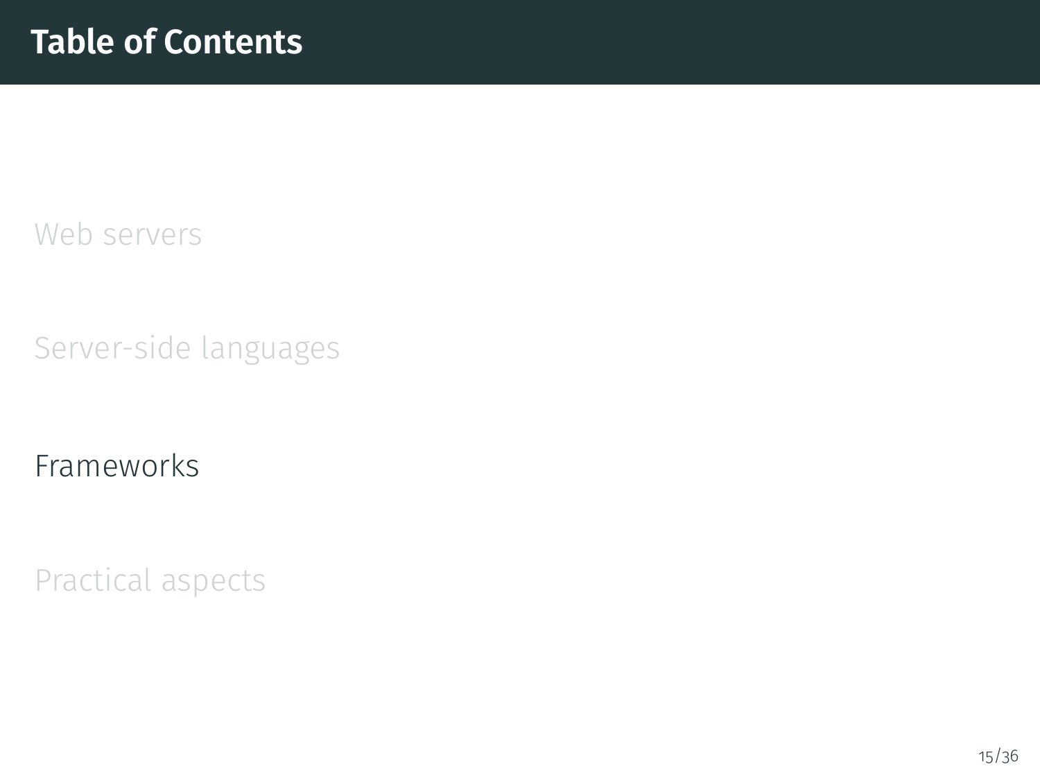# Table of Contents

Web servers

Server-side languages

Frameworks

Practical aspects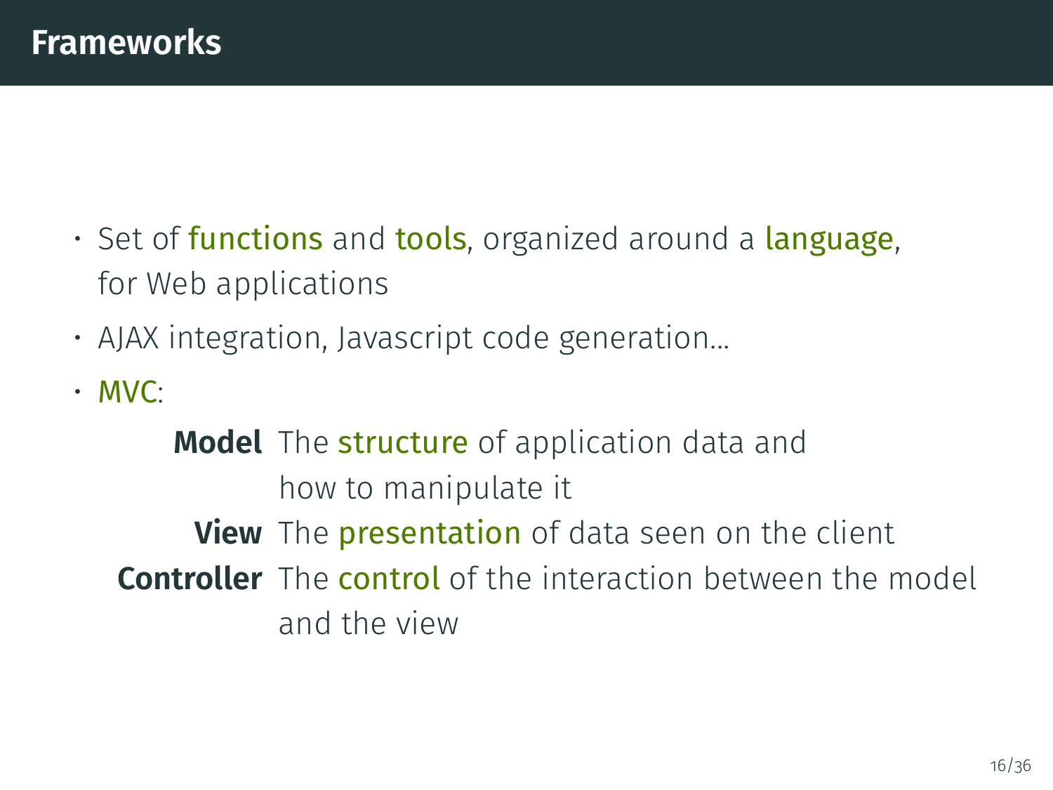# Frameworks

- Set of functions and tools, organized around a language, for Web applications
- AJAX integration, Javascript code generation...
- MVC:

  **Model** The structure of application data and how to manipulate it

  **View** The presentation of data seen on the client

  **Controller** The control of the interaction between the model and the view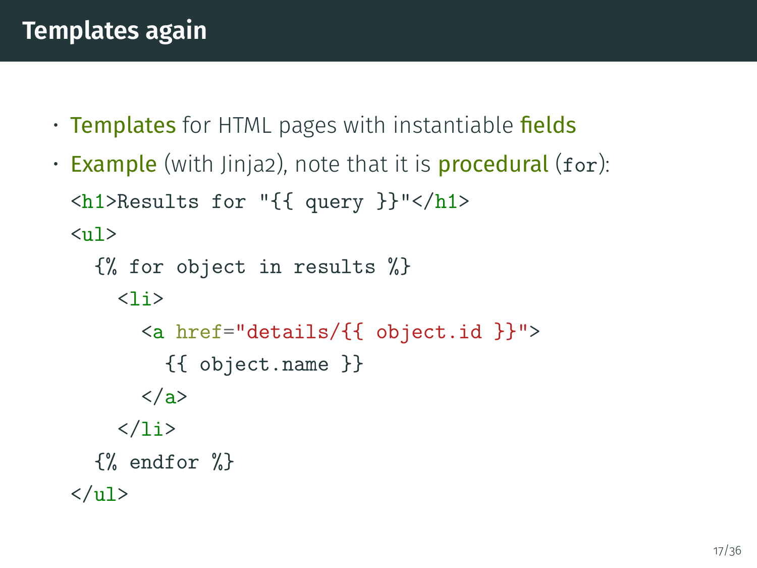# Templates again

- **Templates** for HTML pages with instantiable **fields**
- **Example** (with Jinja2), note that it is **procedural** (`for`):

```
<h1>Results for "{{ query }}"</h1>
<ul>
  {% for object in results %}
    <li>
      <a href="details/{{ object.id }}">
        {{ object.name }}
      </a>
    </li>
  {% endfor %}
</ul>
```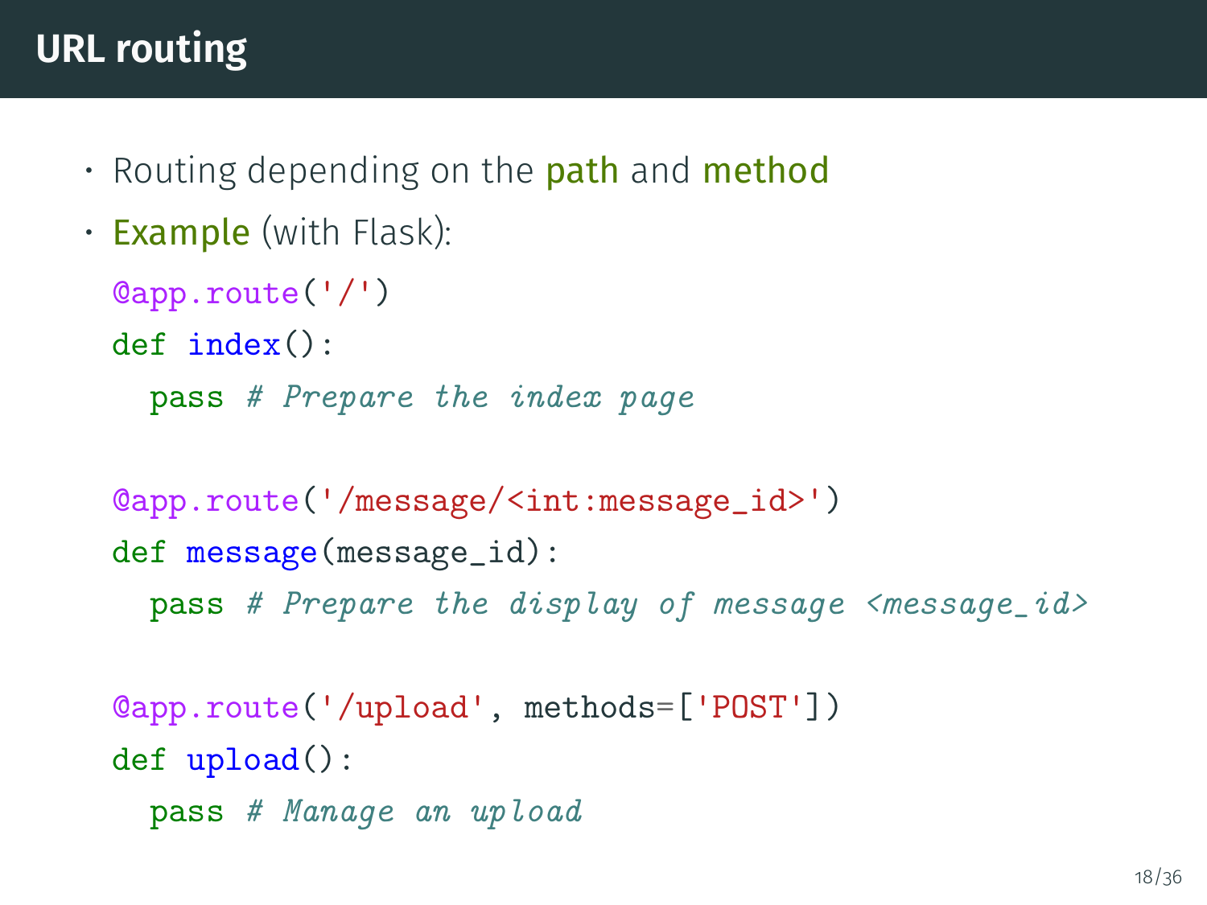# URL routing

- Routing depending on the **path** and **method**
- **Example** (with Flask):

```python
@app.route('/')
def index():
  pass # Prepare the index page

@app.route('/message/<int:message_id>')
def message(message_id):
  pass # Prepare the display of message <message_id>

@app.route('/upload', methods=['POST'])
def upload():
  pass # Manage an upload
```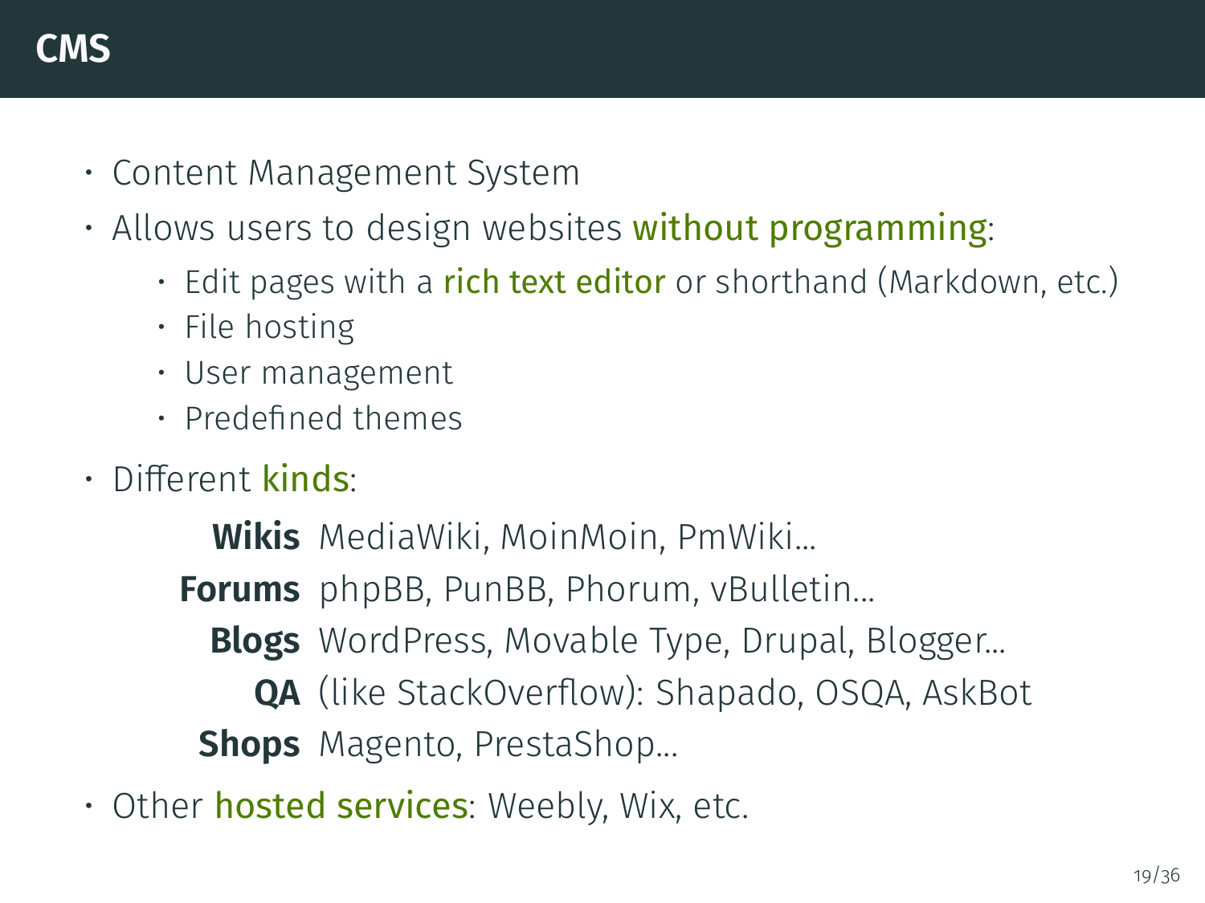# CMS

- Content Management System
- Allows users to design websites without programming:
  - Edit pages with a rich text editor or shorthand (Markdown, etc.)
  - File hosting
  - User management
  - Predefined themes
- Different kinds:

  **Wikis** MediaWiki, MoinMoin, PmWiki…

  **Forums** phpBB, PunBB, Phorum, vBulletin…

  **Blogs** WordPress, Movable Type, Drupal, Blogger…

  **QA** (like StackOverflow): Shapado, OSQA, AskBot

  **Shops** Magento, PrestaShop…

- Other hosted services: Weebly, Wix, etc.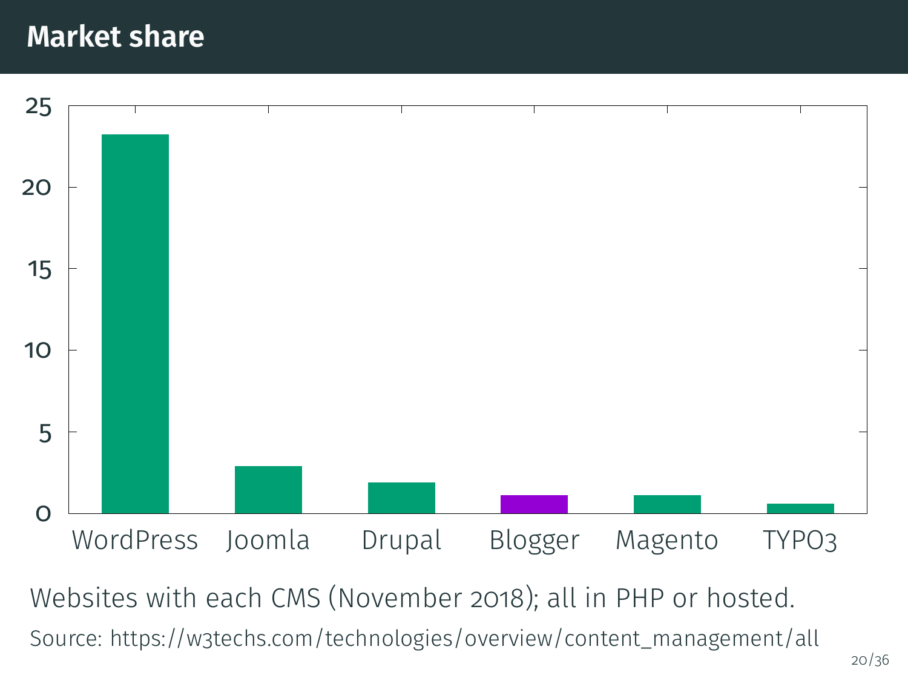# Market share

| CMS | Websites (%) |
|---|---|
| WordPress | ~23 |
| Joomla | ~3 |
| Drupal | ~2 |
| Blogger | ~1 |
| Magento | ~1 |
| TYPO3 | ~0.5 |

Websites with each CMS (November 2018); all in PHP or hosted.

Source: https://w3techs.com/technologies/overview/content_management/all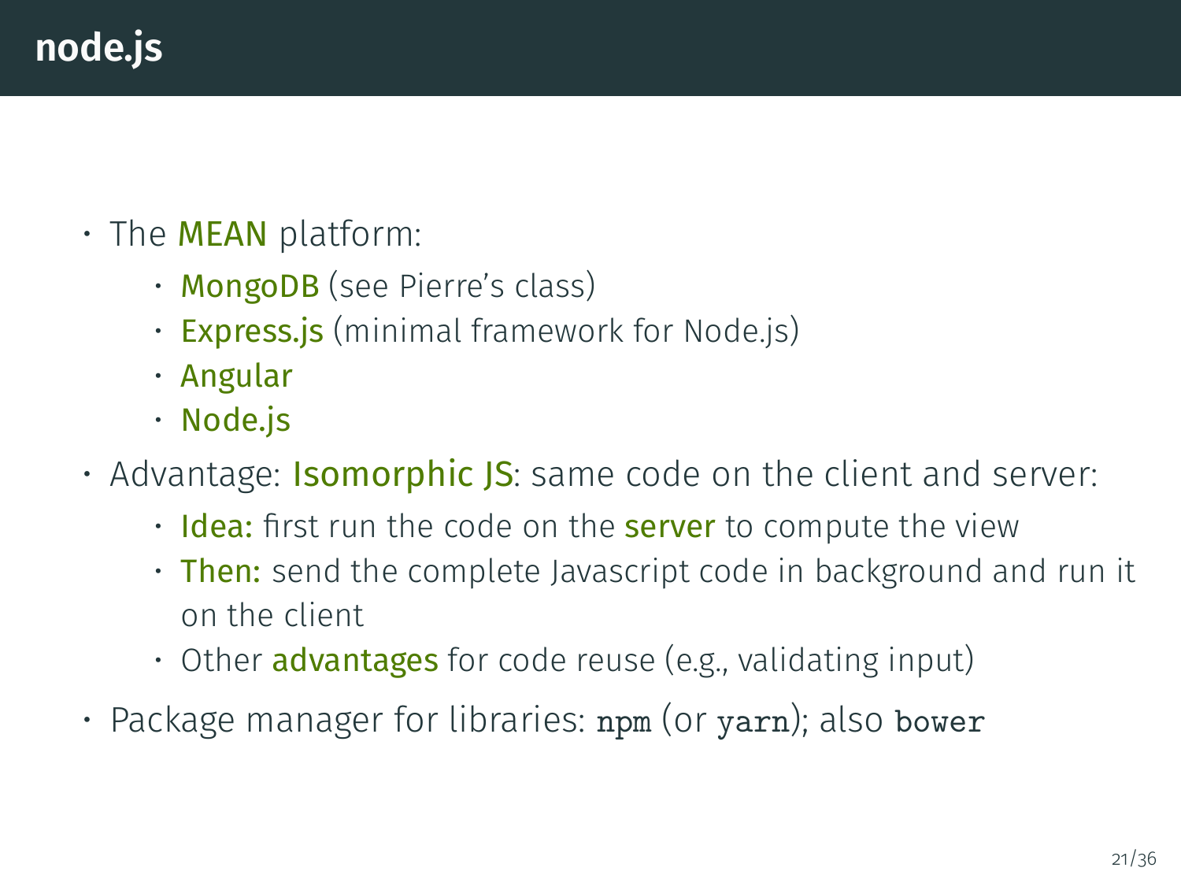# node.js

- The MEAN platform:
  - MongoDB (see Pierre's class)
  - Express.js (minimal framework for Node.js)
  - Angular
  - Node.js
- Advantage: Isomorphic JS: same code on the client and server:
  - Idea: first run the code on the server to compute the view
  - Then: send the complete Javascript code in background and run it on the client
  - Other advantages for code reuse (e.g., validating input)
- Package manager for libraries: `npm` (or `yarn`); also `bower`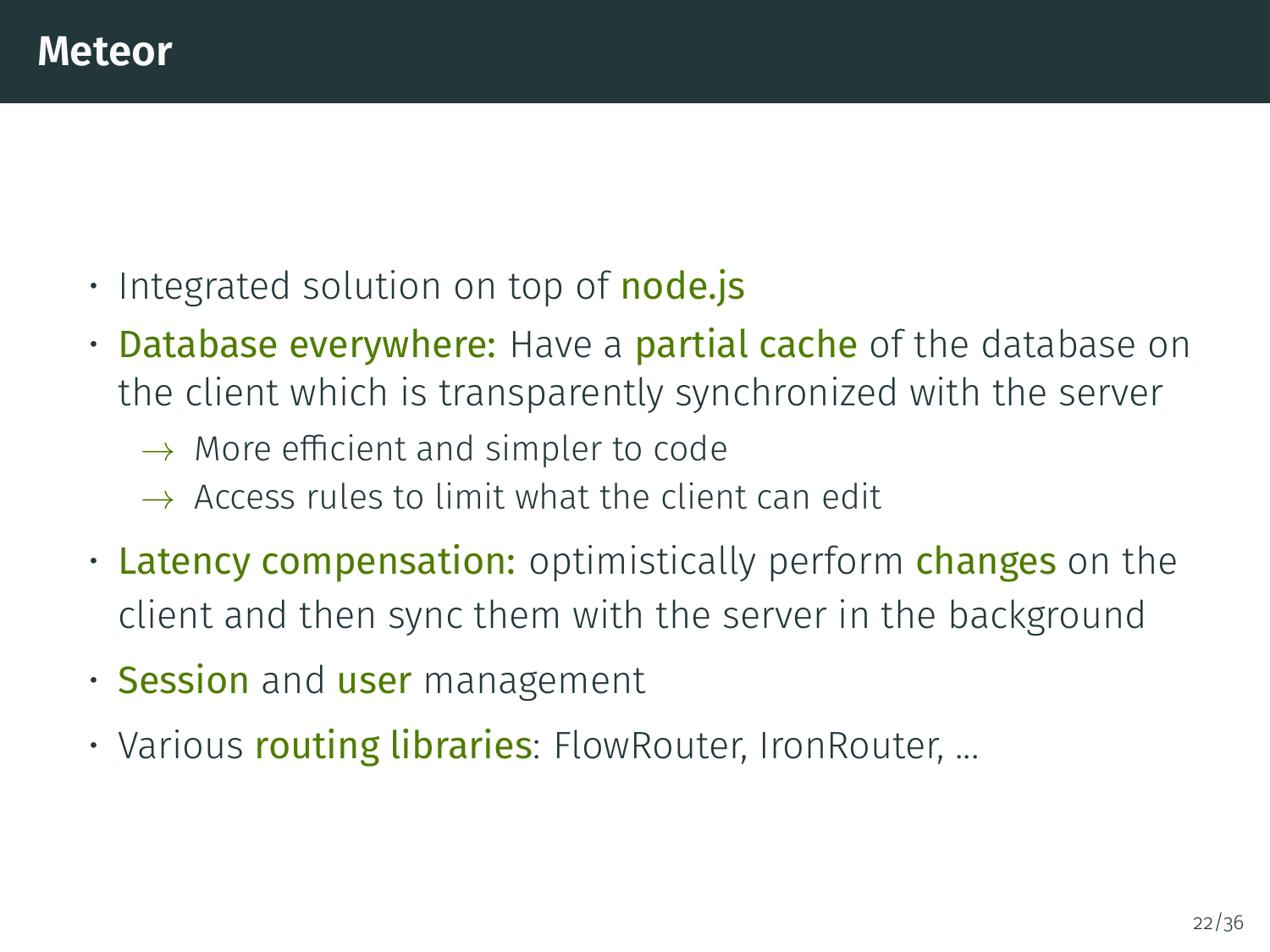# Meteor

- Integrated solution on top of node.js
- Database everywhere: Have a partial cache of the database on the client which is transparently synchronized with the server
  - → More efficient and simpler to code
  - → Access rules to limit what the client can edit
- Latency compensation: optimistically perform changes on the client and then sync them with the server in the background
- Session and user management
- Various routing libraries: FlowRouter, IronRouter, ...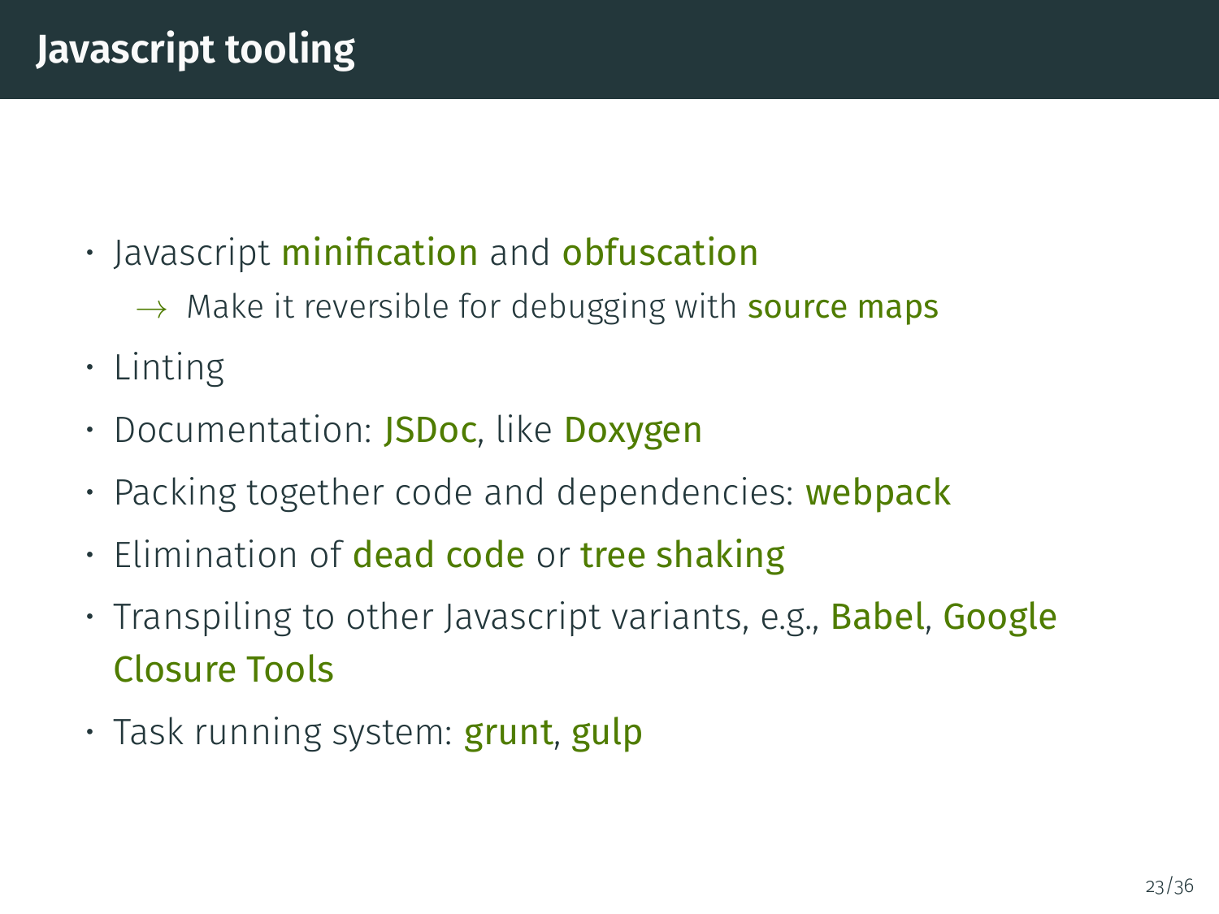# Javascript tooling

- Javascript minification and obfuscation
  - $\rightarrow$ Make it reversible for debugging with source maps
- Linting
- Documentation: JSDoc, like Doxygen
- Packing together code and dependencies: webpack
- Elimination of dead code or tree shaking
- Transpiling to other Javascript variants, e.g., Babel, Google Closure Tools
- Task running system: grunt, gulp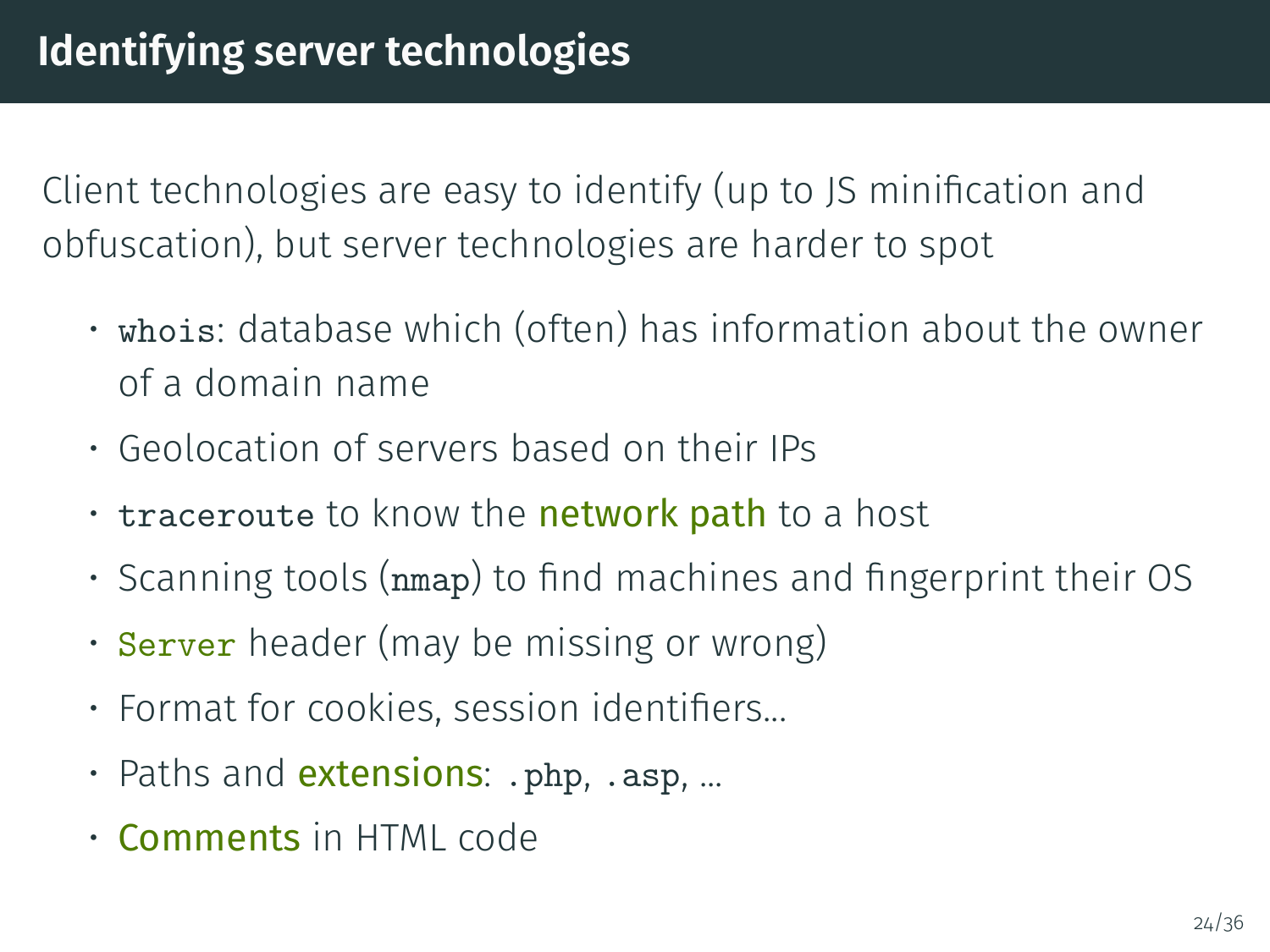# Identifying server technologies

Client technologies are easy to identify (up to JS minification and obfuscation), but server technologies are harder to spot

- `whois`: database which (often) has information about the owner of a domain name
- Geolocation of servers based on their IPs
- `traceroute` to know the **network path** to a host
- Scanning tools (`nmap`) to find machines and fingerprint their OS
- `Server` header (may be missing or wrong)
- Format for cookies, session identifiers…
- Paths and **extensions**: `.php`, `.asp`, …
- **Comments** in HTML code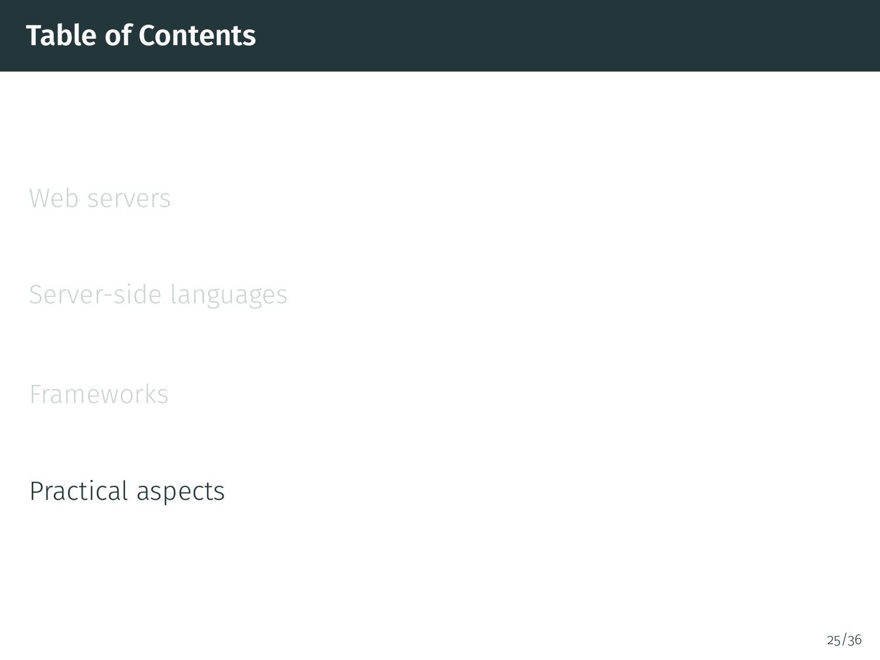# Table of Contents

Web servers

Server-side languages

Frameworks

Practical aspects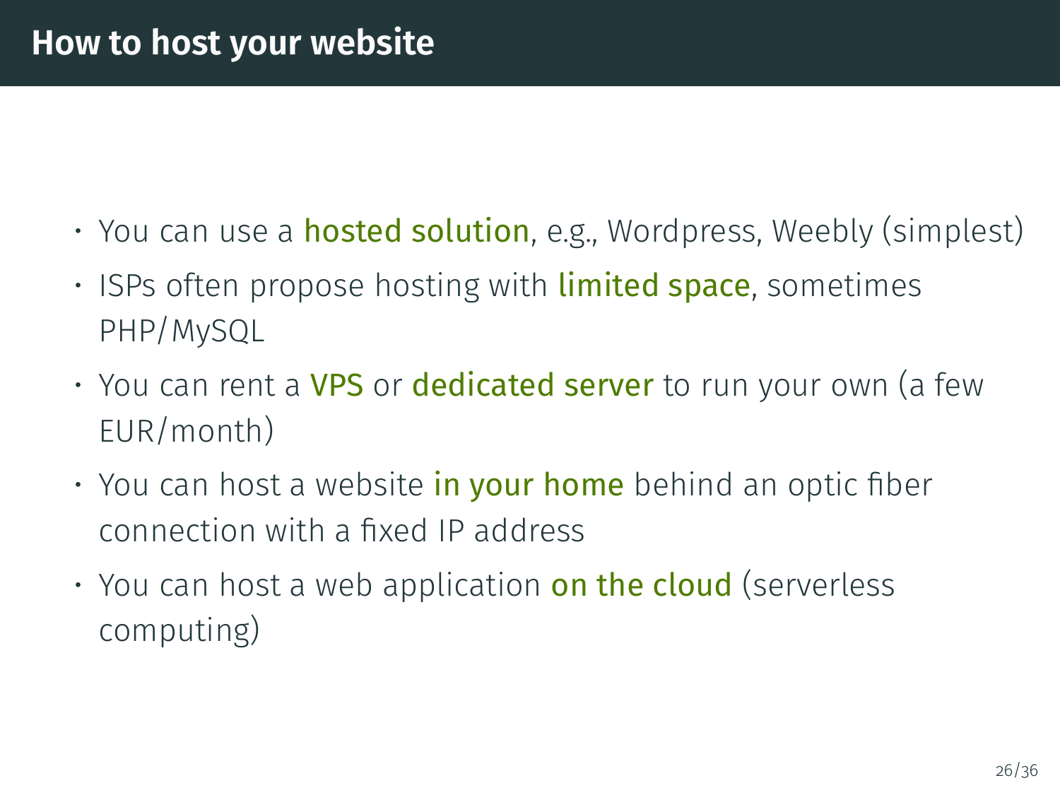# How to host your website

- You can use a **hosted solution**, e.g., Wordpress, Weebly (simplest)
- ISPs often propose hosting with **limited space**, sometimes PHP/MySQL
- You can rent a **VPS** or **dedicated server** to run your own (a few EUR/month)
- You can host a website **in your home** behind an optic fiber connection with a fixed IP address
- You can host a web application **on the cloud** (serverless computing)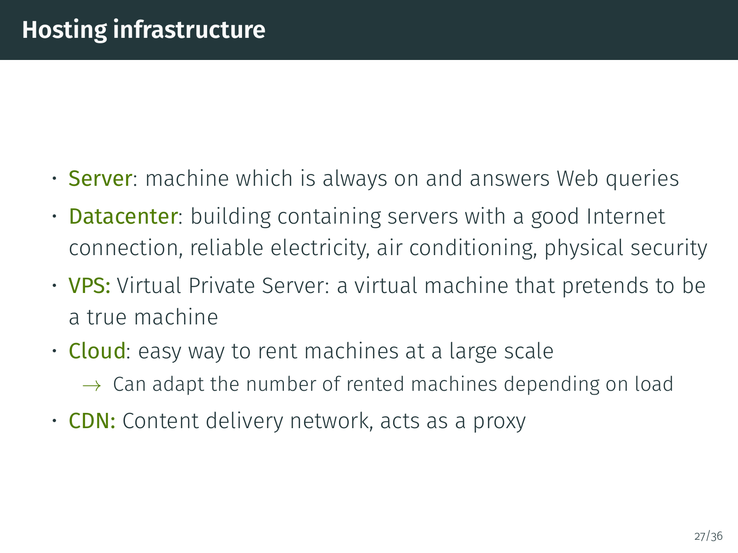# Hosting infrastructure

- **Server**: machine which is always on and answers Web queries
- **Datacenter**: building containing servers with a good Internet connection, reliable electricity, air conditioning, physical security
- **VPS:** Virtual Private Server: a virtual machine that pretends to be a true machine
- **Cloud**: easy way to rent machines at a large scale
  - $\rightarrow$ Can adapt the number of rented machines depending on load
- **CDN:** Content delivery network, acts as a proxy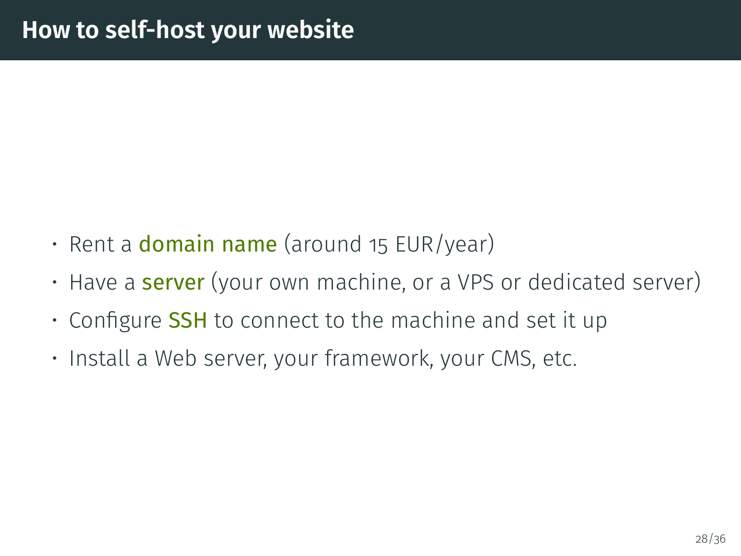# How to self-host your website

- Rent a **domain name** (around 15 EUR/year)
- Have a **server** (your own machine, or a VPS or dedicated server)
- Configure **SSH** to connect to the machine and set it up
- Install a Web server, your framework, your CMS, etc.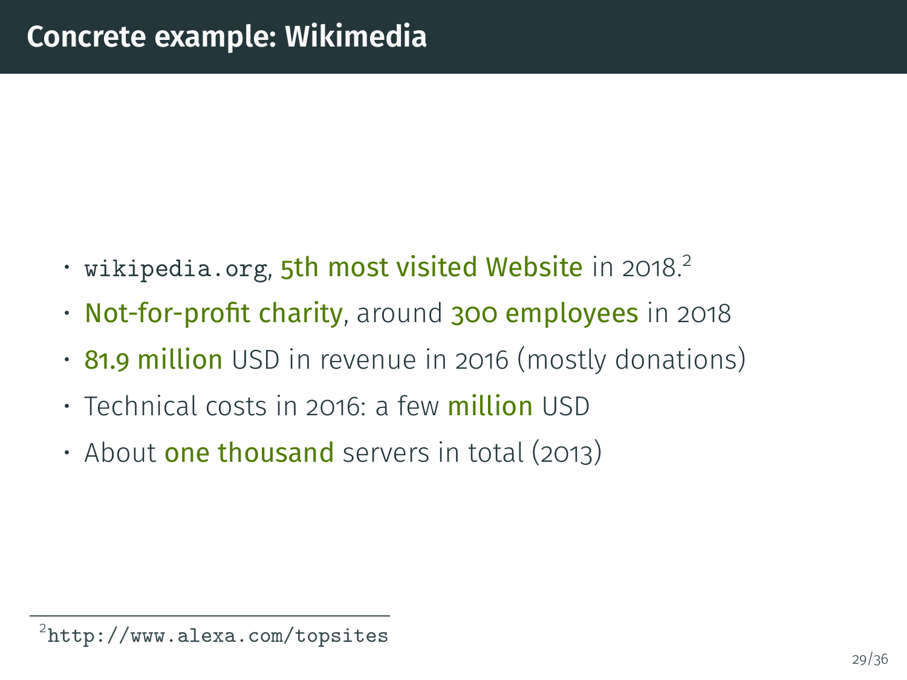# Concrete example: Wikimedia

- `wikipedia.org`, 5th most visited Website in 2018.[2]
- Not-for-profit charity, around 300 employees in 2018
- 81.9 million USD in revenue in 2016 (mostly donations)
- Technical costs in 2016: a few million USD
- About one thousand servers in total (2013)

[2] `http://www.alexa.com/topsites`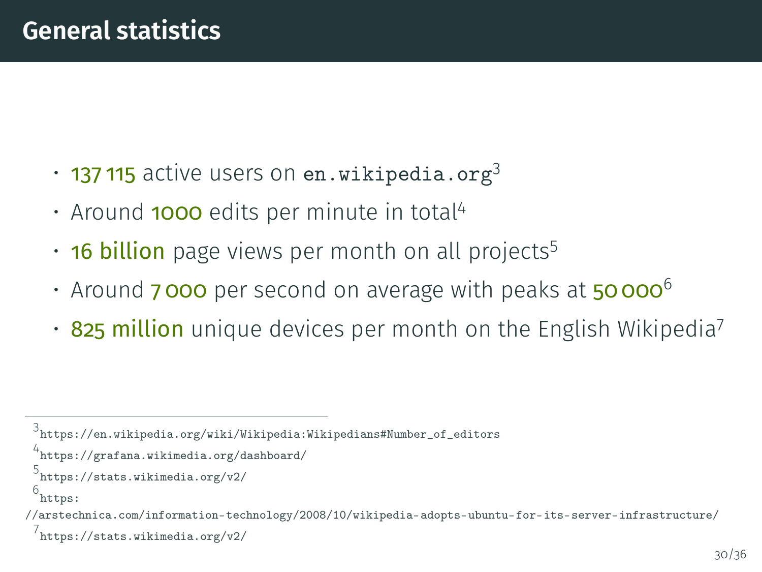# General statistics

- 137 115 active users on `en.wikipedia.org`[3]
- Around 1000 edits per minute in total[4]
- 16 billion page views per month on all projects[5]
- Around 7 000 per second on average with peaks at 50 000[6]
- 825 million unique devices per month on the English Wikipedia[7]

---

[3] https://en.wikipedia.org/wiki/Wikipedia:Wikipedians#Number_of_editors

[4] https://grafana.wikimedia.org/dashboard/

[5] https://stats.wikimedia.org/v2/

[6] https://arstechnica.com/information-technology/2008/10/wikipedia-adopts-ubuntu-for-its-server-infrastructure/

[7] https://stats.wikimedia.org/v2/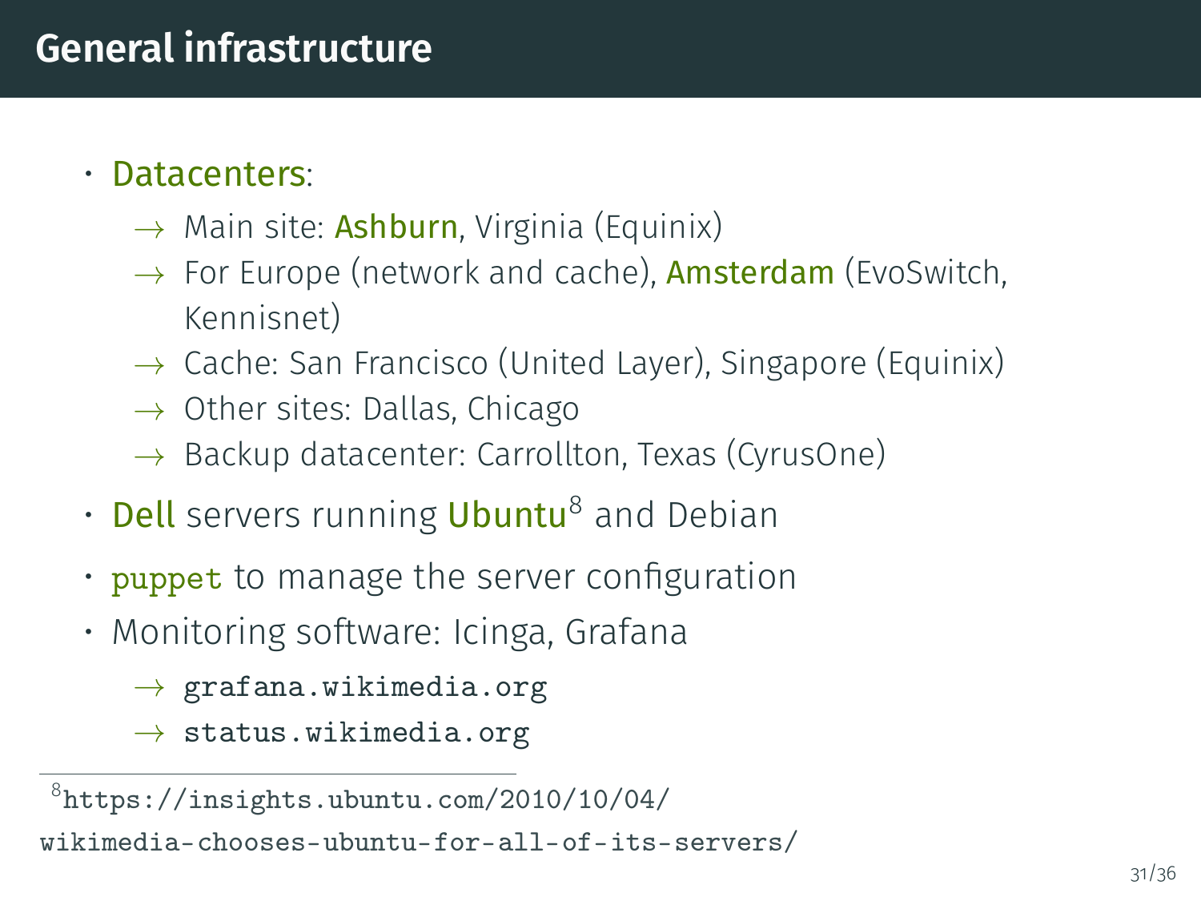# General infrastructure

- Datacenters:
  - → Main site: Ashburn, Virginia (Equinix)
  - → For Europe (network and cache), Amsterdam (EvoSwitch, Kennisnet)
  - → Cache: San Francisco (United Layer), Singapore (Equinix)
  - → Other sites: Dallas, Chicago
  - → Backup datacenter: Carrollton, Texas (CyrusOne)
- Dell servers running Ubuntu[8] and Debian
- `puppet` to manage the server configuration
- Monitoring software: Icinga, Grafana
  - → `grafana.wikimedia.org`
  - → `status.wikimedia.org`

---

[8] `https://insights.ubuntu.com/2010/10/04/wikimedia-chooses-ubuntu-for-all-of-its-servers/`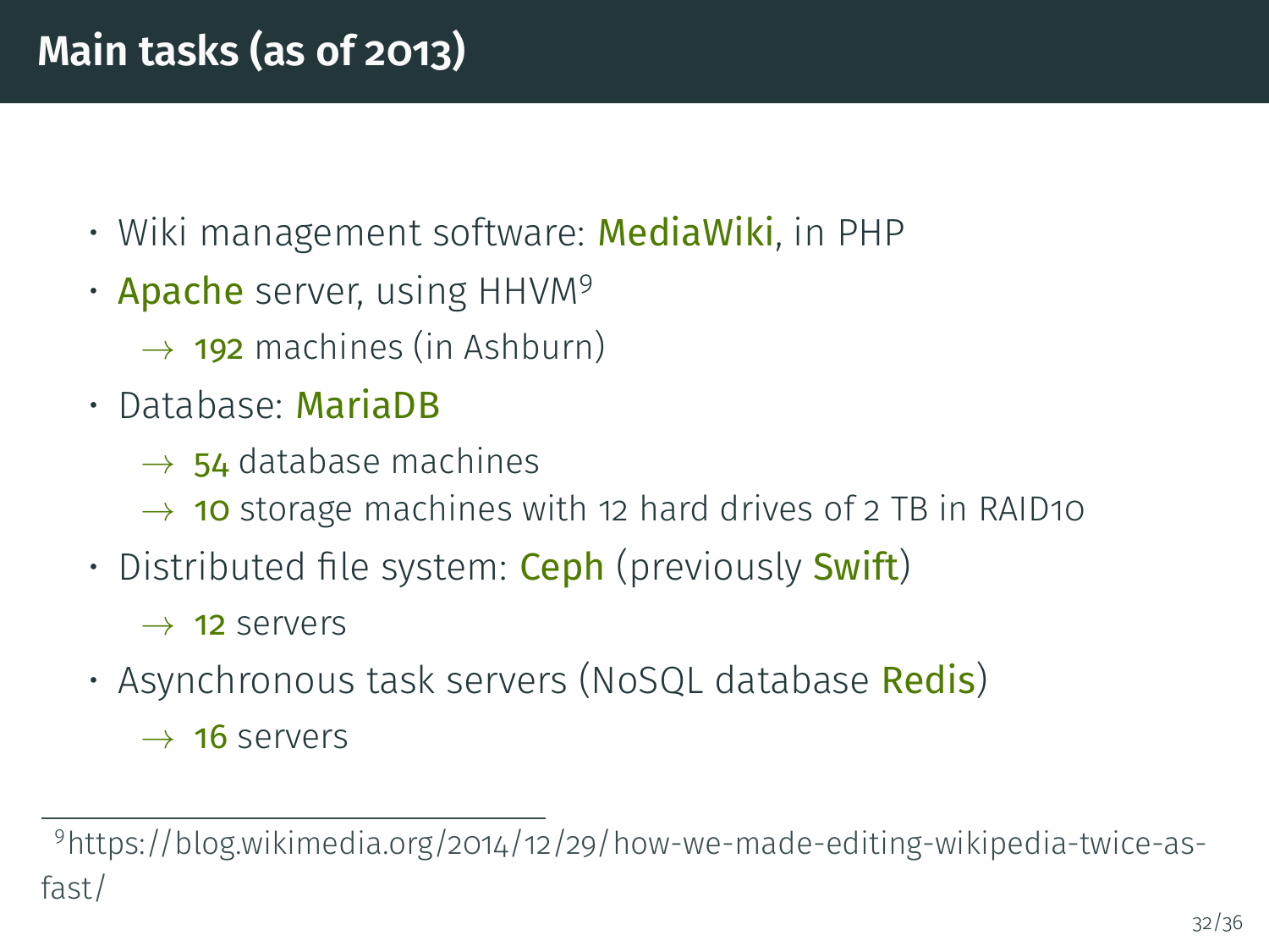# Main tasks (as of 2013)

- Wiki management software: **MediaWiki**, in PHP
- **Apache** server, using HHVM[9]
  - → 192 machines (in Ashburn)
- Database: **MariaDB**
  - → 54 database machines
  - → 10 storage machines with 12 hard drives of 2 TB in RAID10
- Distributed file system: **Ceph** (previously **Swift**)
  - → 12 servers
- Asynchronous task servers (NoSQL database **Redis**)
  - → 16 servers

[9] https://blog.wikimedia.org/2014/12/29/how-we-made-editing-wikipedia-twice-as-fast/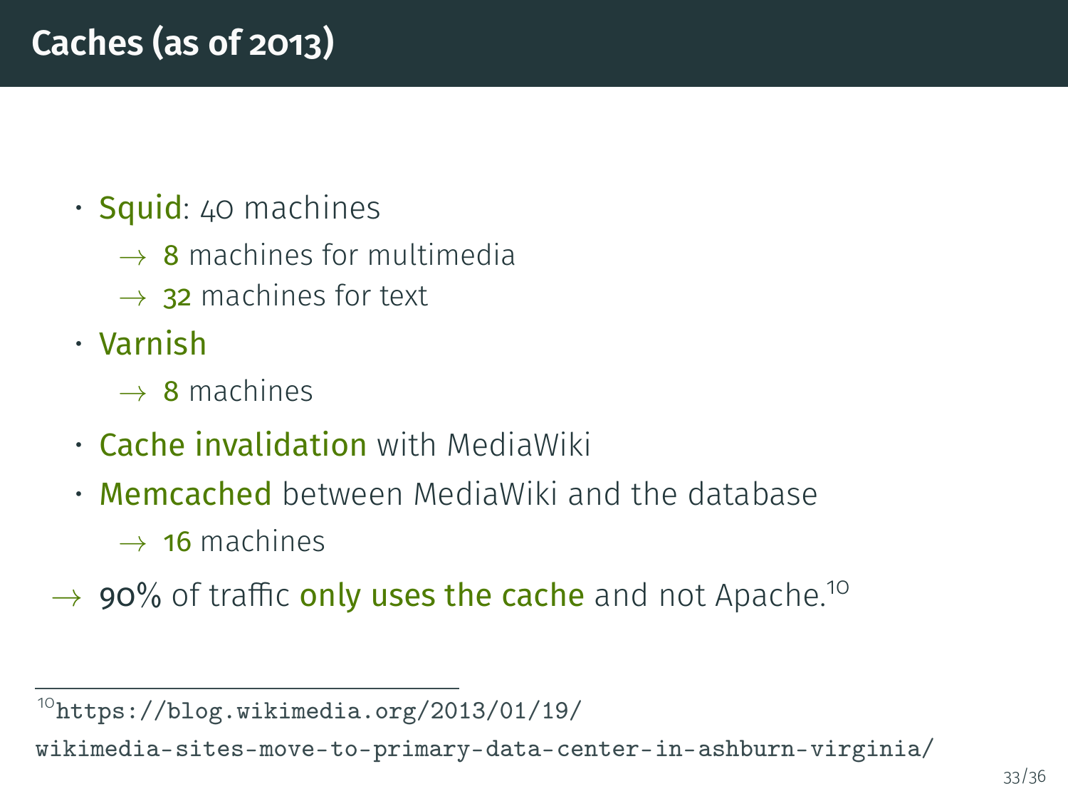# Caches (as of 2013)

- Squid: 40 machines
  - → 8 machines for multimedia
  - → 32 machines for text
- Varnish
  - → 8 machines
- Cache invalidation with MediaWiki
- Memcached between MediaWiki and the database
  - → 16 machines

→ 90% of traffic only uses the cache and not Apache.[10]

---

[10] https://blog.wikimedia.org/2013/01/19/wikimedia-sites-move-to-primary-data-center-in-ashburn-virginia/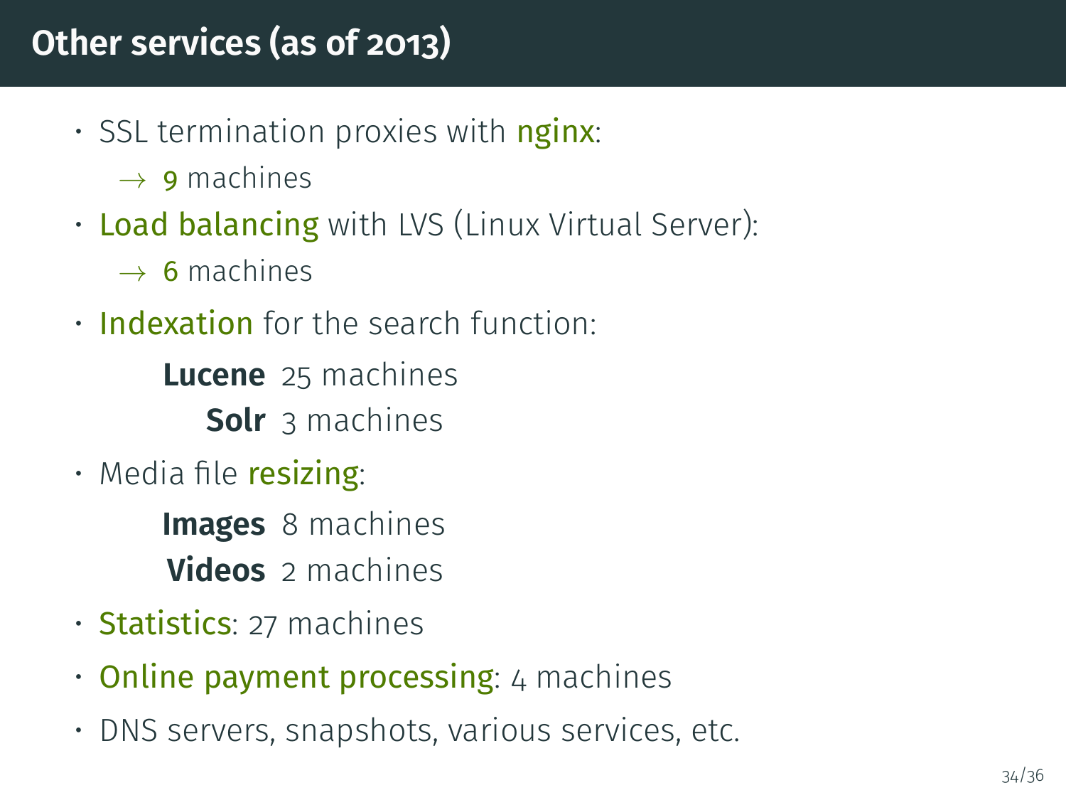# Other services (as of 2013)

- SSL termination proxies with nginx:
  - → 9 machines
- Load balancing with LVS (Linux Virtual Server):
  - → 6 machines
- Indexation for the search function:
  - **Lucene** 25 machines
  - **Solr** 3 machines
- Media file resizing:
  - **Images** 8 machines
  - **Videos** 2 machines
- Statistics: 27 machines
- Online payment processing: 4 machines
- DNS servers, snapshots, various services, etc.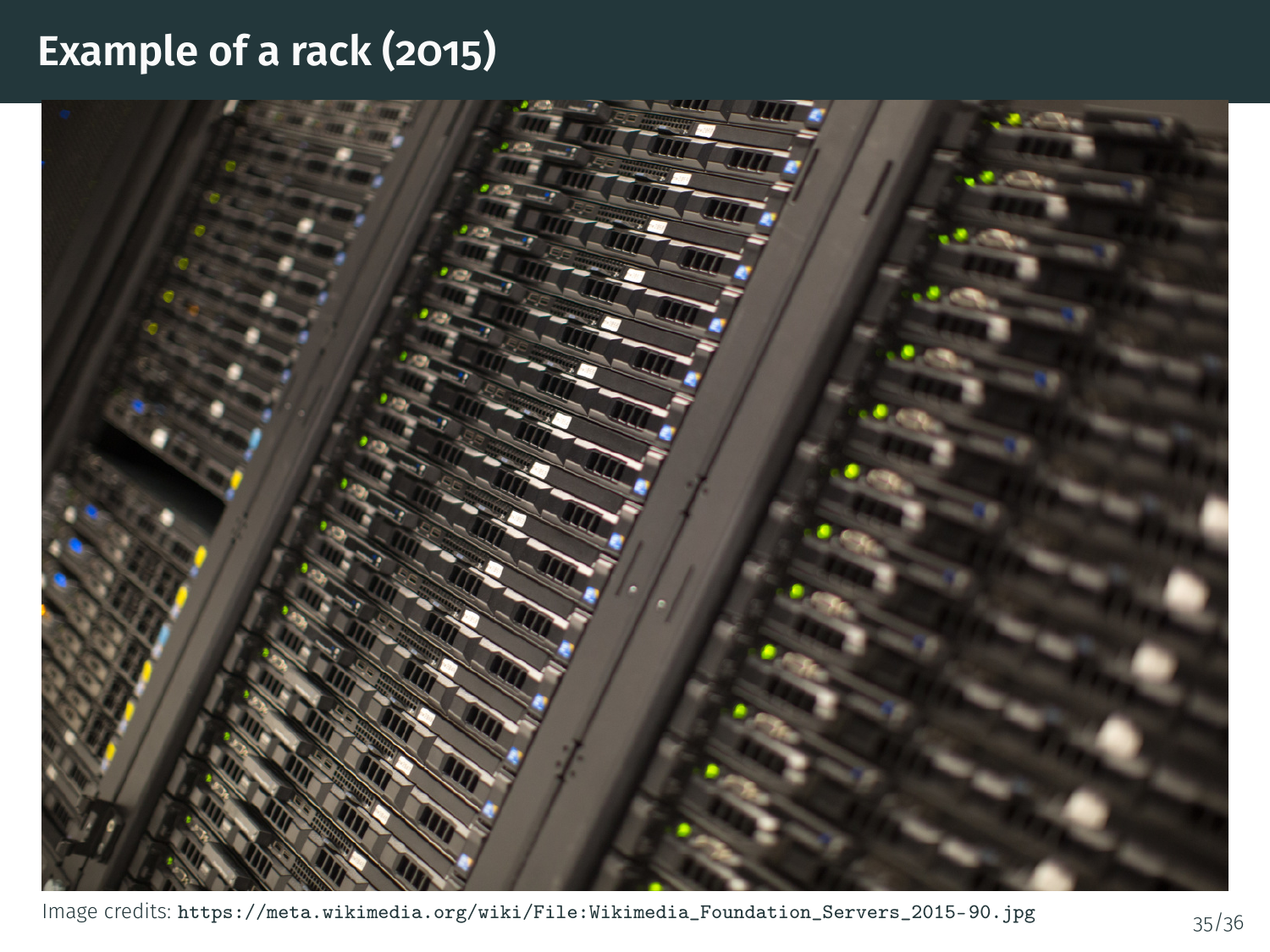# Example of a rack (2015)

Image credits: https://meta.wikimedia.org/wiki/File:Wikimedia_Foundation_Servers_2015-90.jpg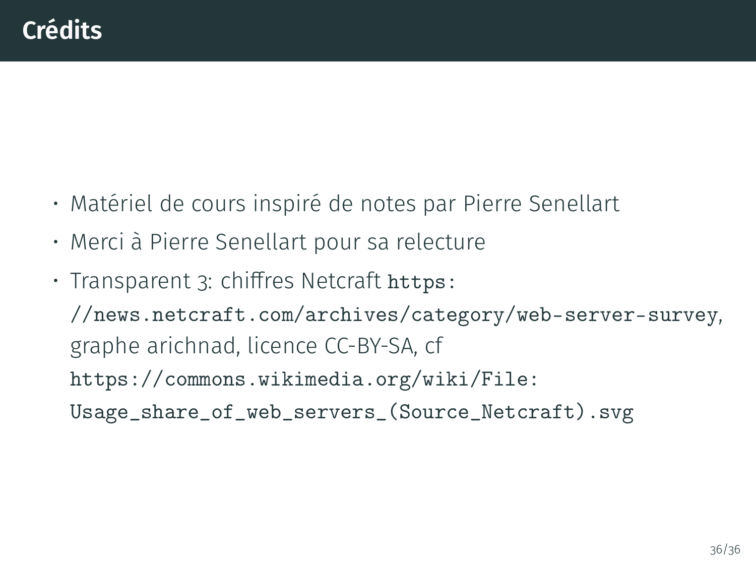# Crédits

- Matériel de cours inspiré de notes par Pierre Senellart
- Merci à Pierre Senellart pour sa relecture
- Transparent 3: chiffres Netcraft `https://news.netcraft.com/archives/category/web-server-survey`, graphe arichnad, licence CC-BY-SA, cf `https://commons.wikimedia.org/wiki/File:Usage_share_of_web_servers_(Source_Netcraft).svg`